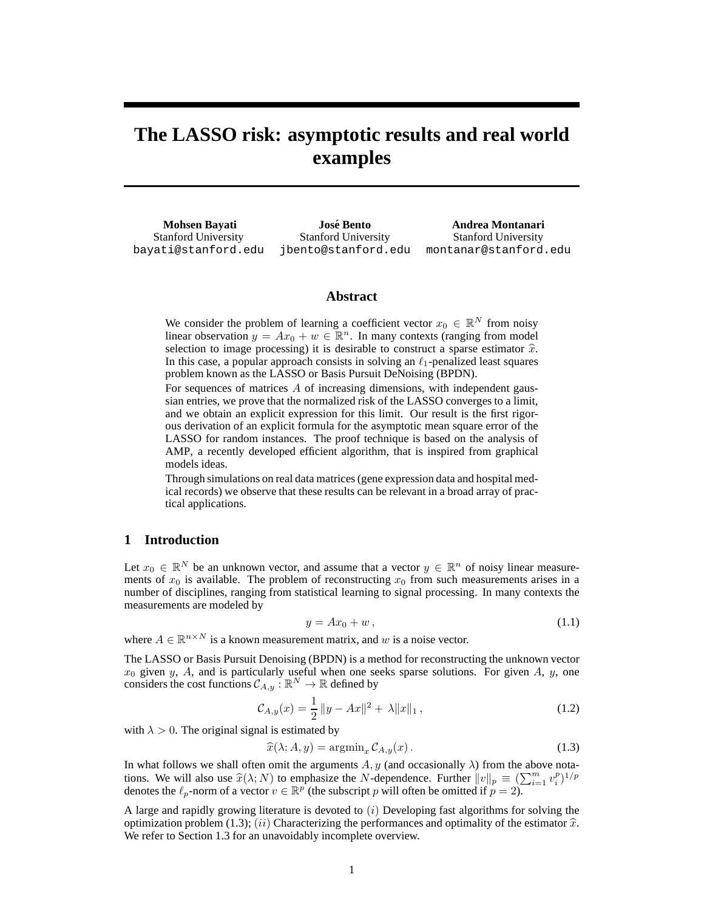# The LASSO risk: asymptotic results and real world examples

**Mohsen Bayati**
Stanford University
bayati@stanford.edu

**José Bento**
Stanford University
jbento@stanford.edu

**Andrea Montanari**
Stanford University
montanar@stanford.edu

## Abstract

We consider the problem of learning a coefficient vector $x_0 \in \mathbb{R}^N$ from noisy linear observation $y = Ax_0 + w \in \mathbb{R}^n$. In many contexts (ranging from model selection to image processing) it is desirable to construct a sparse estimator $\widehat{x}$. In this case, a popular approach consists in solving an $\ell_1$-penalized least squares problem known as the LASSO or Basis Pursuit DeNoising (BPDN).

For sequences of matrices $A$ of increasing dimensions, with independent gaussian entries, we prove that the normalized risk of the LASSO converges to a limit, and we obtain an explicit expression for this limit. Our result is the first rigorous derivation of an explicit formula for the asymptotic mean square error of the LASSO for random instances. The proof technique is based on the analysis of AMP, a recently developed efficient algorithm, that is inspired from graphical models ideas.

Through simulations on real data matrices (gene expression data and hospital medical records) we observe that these results can be relevant in a broad array of practical applications.

## 1 Introduction

Let $x_0 \in \mathbb{R}^N$ be an unknown vector, and assume that a vector $y \in \mathbb{R}^n$ of noisy linear measurements of $x_0$ is available. The problem of reconstructing $x_0$ from such measurements arises in a number of disciplines, ranging from statistical learning to signal processing. In many contexts the measurements are modeled by

$$y = Ax_0 + w\,, \tag{1.1}$$

where $A \in \mathbb{R}^{n \times N}$ is a known measurement matrix, and $w$ is a noise vector.

The LASSO or Basis Pursuit Denoising (BPDN) is a method for reconstructing the unknown vector $x_0$ given $y$, $A$, and is particularly useful when one seeks sparse solutions. For given $A$, $y$, one considers the cost functions $\mathcal{C}_{A,y} : \mathbb{R}^N \to \mathbb{R}$ defined by

$$\mathcal{C}_{A,y}(x) = \frac{1}{2}\,\|y - Ax\|^2 + \,\lambda \|x\|_1\,, \tag{1.2}$$

with $\lambda > 0$. The original signal is estimated by

$$\widehat{x}(\lambda; A, y) = \text{argmin}_x\, \mathcal{C}_{A,y}(x)\,. \tag{1.3}$$

In what follows we shall often omit the arguments $A, y$ (and occasionally $\lambda$) from the above notations. We will also use $\widehat{x}(\lambda; N)$ to emphasize the $N$-dependence. Further $\|v\|_p \equiv (\sum_{i=1}^m v_i^p)^{1/p}$ denotes the $\ell_p$-norm of a vector $v \in \mathbb{R}^p$ (the subscript $p$ will often be omitted if $p = 2$).

A large and rapidly growing literature is devoted to $(i)$ Developing fast algorithms for solving the optimization problem (1.3); $(ii)$ Characterizing the performances and optimality of the estimator $\widehat{x}$. We refer to Section 1.3 for an unavoidably incomplete overview.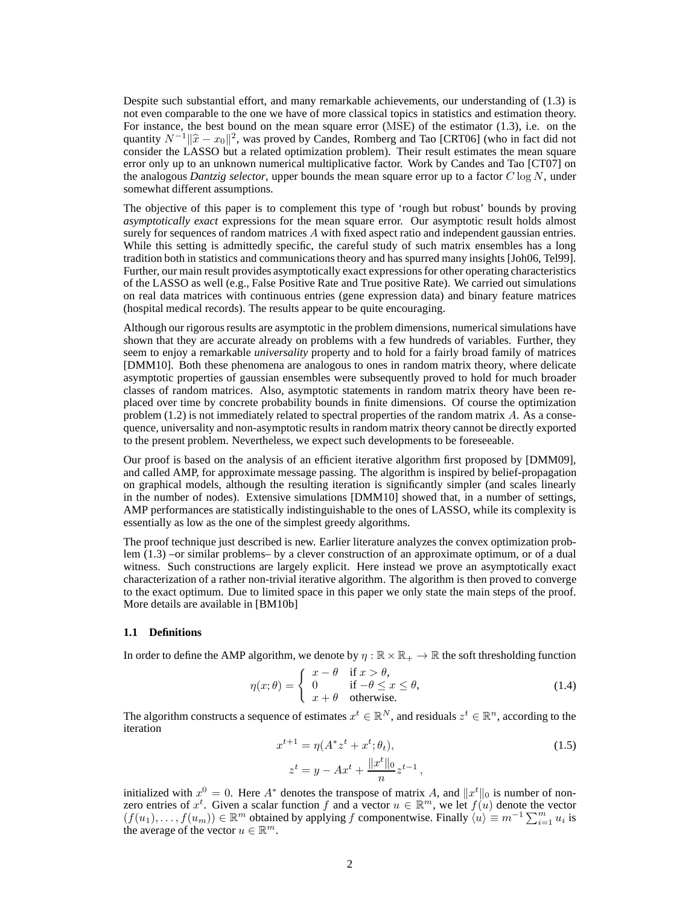Despite such substantial effort, and many remarkable achievements, our understanding of (1.3) is not even comparable to the one we have of more classical topics in statistics and estimation theory. For instance, the best bound on the mean square error (MSE) of the estimator (1.3), i.e. on the quantity $N^{-1}\|\widehat{x} - x_0\|^2$, was proved by Candes, Romberg and Tao [CRT06] (who in fact did not consider the LASSO but a related optimization problem). Their result estimates the mean square error only up to an unknown numerical multiplicative factor. Work by Candes and Tao [CT07] on the analogous *Dantzig selector*, upper bounds the mean square error up to a factor $C \log N$, under somewhat different assumptions.

The objective of this paper is to complement this type of 'rough but robust' bounds by proving *asymptotically exact* expressions for the mean square error. Our asymptotic result holds almost surely for sequences of random matrices $A$ with fixed aspect ratio and independent gaussian entries. While this setting is admittedly specific, the careful study of such matrix ensembles has a long tradition both in statistics and communications theory and has spurred many insights [Joh06, Tel99]. Further, our main result provides asymptotically exact expressions for other operating characteristics of the LASSO as well (e.g., False Positive Rate and True positive Rate). We carried out simulations on real data matrices with continuous entries (gene expression data) and binary feature matrices (hospital medical records). The results appear to be quite encouraging.

Although our rigorous results are asymptotic in the problem dimensions, numerical simulations have shown that they are accurate already on problems with a few hundreds of variables. Further, they seem to enjoy a remarkable *universality* property and to hold for a fairly broad family of matrices [DMM10]. Both these phenomena are analogous to ones in random matrix theory, where delicate asymptotic properties of gaussian ensembles were subsequently proved to hold for much broader classes of random matrices. Also, asymptotic statements in random matrix theory have been replaced over time by concrete probability bounds in finite dimensions. Of course the optimization problem (1.2) is not immediately related to spectral properties of the random matrix $A$. As a consequence, universality and non-asymptotic results in random matrix theory cannot be directly exported to the present problem. Nevertheless, we expect such developments to be foreseeable.

Our proof is based on the analysis of an efficient iterative algorithm first proposed by [DMM09], and called AMP, for approximate message passing. The algorithm is inspired by belief-propagation on graphical models, although the resulting iteration is significantly simpler (and scales linearly in the number of nodes). Extensive simulations [DMM10] showed that, in a number of settings, AMP performances are statistically indistinguishable to the ones of LASSO, while its complexity is essentially as low as the one of the simplest greedy algorithms.

The proof technique just described is new. Earlier literature analyzes the convex optimization problem (1.3) –or similar problems– by a clever construction of an approximate optimum, or of a dual witness. Such constructions are largely explicit. Here instead we prove an asymptotically exact characterization of a rather non-trivial iterative algorithm. The algorithm is then proved to converge to the exact optimum. Due to limited space in this paper we only state the main steps of the proof. More details are available in [BM10b]

### 1.1 Definitions

In order to define the AMP algorithm, we denote by $\eta : \mathbb{R} \times \mathbb{R}_+ \to \mathbb{R}$ the soft thresholding function

$$\eta(x;\theta) = \begin{cases} x - \theta & \text{if } x > \theta, \\ 0 & \text{if } -\theta \le x \le \theta, \\ x + \theta & \text{otherwise.} \end{cases} \tag{1.4}$$

The algorithm constructs a sequence of estimates $x^t \in \mathbb{R}^N$, and residuals $z^t \in \mathbb{R}^n$, according to the iteration

$$\begin{aligned} x^{t+1} &= \eta(A^* z^t + x^t; \theta_t), \\ z^t &= y - Ax^t + \frac{\|x^t\|_0}{n} z^{t-1}, \end{aligned} \tag{1.5}$$

initialized with $x^0 = 0$. Here $A^*$ denotes the transpose of matrix $A$, and $\|x^t\|_0$ is number of non-zero entries of $x^t$. Given a scalar function $f$ and a vector $u \in \mathbb{R}^m$, we let $f(u)$ denote the vector $(f(u_1), \dots, f(u_m)) \in \mathbb{R}^m$ obtained by applying $f$ componentwise. Finally $\langle u \rangle \equiv m^{-1} \sum_{i=1}^m u_i$ is the average of the vector $u \in \mathbb{R}^m$.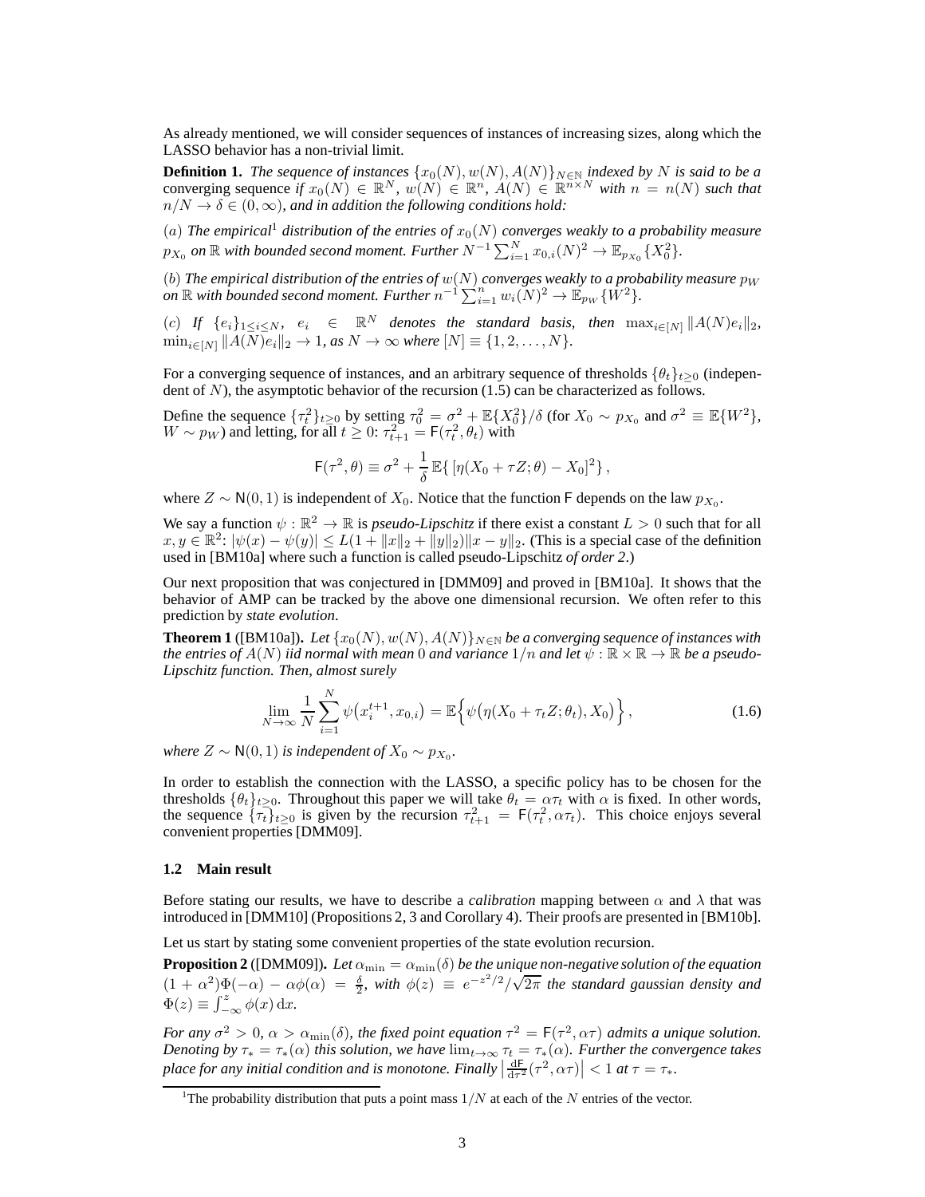As already mentioned, we will consider sequences of instances of increasing sizes, along which the LASSO behavior has a non-trivial limit.

**Definition 1.** *The sequence of instances $\{x_0(N), w(N), A(N)\}_{N\in\mathbb{N}}$ indexed by $N$ is said to be a* converging sequence *if $x_0(N) \in \mathbb{R}^N$, $w(N) \in \mathbb{R}^n$, $A(N) \in \mathbb{R}^{n\times N}$ with $n = n(N)$ such that $n/N \to \delta \in (0,\infty)$, and in addition the following conditions hold:*

$(a)$ *The empirical*[1] *distribution of the entries of $x_0(N)$ converges weakly to a probability measure $p_{X_0}$ on $\mathbb{R}$ with bounded second moment. Further $N^{-1}\sum_{i=1}^N x_{0,i}(N)^2 \to \mathbb{E}_{p_{X_0}}\{X_0^2\}$.*

$(b)$ *The empirical distribution of the entries of $w(N)$ converges weakly to a probability measure $p_W$ on $\mathbb{R}$ with bounded second moment. Further $n^{-1}\sum_{i=1}^n w_i(N)^2 \to \mathbb{E}_{p_W}\{W^2\}$.*

$(c)$ *If $\{e_i\}_{1\le i\le N}$, $e_i \in \mathbb{R}^N$ denotes the standard basis, then $\max_{i\in[N]}\|A(N)e_i\|_2$, $\min_{i\in[N]}\|A(N)e_i\|_2 \to 1$, as $N\to\infty$ where $[N] \equiv \{1,2,\dots,N\}$.*

For a converging sequence of instances, and an arbitrary sequence of thresholds $\{\theta_t\}_{t\ge 0}$ (independent of $N$), the asymptotic behavior of the recursion (1.5) can be characterized as follows.

Define the sequence $\{\tau_t^2\}_{t\ge0}$ by setting $\tau_0^2 = \sigma^2 + \mathbb{E}\{X_0^2\}/\delta$ (for $X_0 \sim p_{X_0}$ and $\sigma^2 \equiv \mathbb{E}\{W^2\}$, $W \sim p_W$) and letting, for all $t \ge 0$: $\tau_{t+1}^2 = \mathsf{F}(\tau_t^2, \theta_t)$ with

$$\mathsf{F}(\tau^2,\theta) \equiv \sigma^2 + \frac{1}{\delta}\,\mathbb{E}\{\,[\eta(X_0+\tau Z;\theta) - X_0]^2\}\,,$$

where $Z \sim \mathsf{N}(0,1)$ is independent of $X_0$. Notice that the function $\mathsf{F}$ depends on the law $p_{X_0}$.

We say a function $\psi : \mathbb{R}^2 \to \mathbb{R}$ is *pseudo-Lipschitz* if there exist a constant $L > 0$ such that for all $x, y \in \mathbb{R}^2$: $|\psi(x) - \psi(y)| \le L(1 + \|x\|_2 + \|y\|_2)\|x - y\|_2$. (This is a special case of the definition used in [BM10a] where such a function is called pseudo-Lipschitz *of order 2*.)

Our next proposition that was conjectured in [DMM09] and proved in [BM10a]. It shows that the behavior of AMP can be tracked by the above one dimensional recursion. We often refer to this prediction by *state evolution*.

**Theorem 1** ([BM10a]). *Let $\{x_0(N), w(N), A(N)\}_{N\in\mathbb{N}}$ be a converging sequence of instances with the entries of $A(N)$ iid normal with mean $0$ and variance $1/n$ and let $\psi : \mathbb{R}\times\mathbb{R} \to \mathbb{R}$ be a pseudo-Lipschitz function. Then, almost surely*

$$\lim_{N\to\infty} \frac{1}{N}\sum_{i=1}^N \psi\big(x_i^{t+1}, x_{0,i}\big) = \mathbb{E}\Big\{\psi\big(\eta(X_0+\tau_t Z;\theta_t), X_0\big)\Big\}\,, \tag{1.6}$$

*where $Z \sim \mathsf{N}(0,1)$ is independent of $X_0 \sim p_{X_0}$.*

In order to establish the connection with the LASSO, a specific policy has to be chosen for the thresholds $\{\theta_t\}_{t\ge0}$. Throughout this paper we will take $\theta_t = \alpha\tau_t$ with $\alpha$ is fixed. In other words, the sequence $\{\tau_t\}_{t\ge0}$ is given by the recursion $\tau_{t+1}^2 = \mathsf{F}(\tau_t^2, \alpha\tau_t)$. This choice enjoys several convenient properties [DMM09].

### 1.2 Main result

Before stating our results, we have to describe a *calibration* mapping between $\alpha$ and $\lambda$ that was introduced in [DMM10] (Propositions 2, 3 and Corollary 4). Their proofs are presented in [BM10b].

Let us start by stating some convenient properties of the state evolution recursion.

**Proposition 2** ([DMM09]). *Let $\alpha_{\min} = \alpha_{\min}(\delta)$ be the unique non-negative solution of the equation $(1+\alpha^2)\Phi(-\alpha) - \alpha\phi(\alpha) = \frac{\delta}{2}$, with $\phi(z) \equiv e^{-z^2/2}/\sqrt{2\pi}$ the standard gaussian density and $\Phi(z) \equiv \int_{-\infty}^z \phi(x)\,\mathrm{d}x$.*

*For any $\sigma^2 > 0$, $\alpha > \alpha_{\min}(\delta)$, the fixed point equation $\tau^2 = \mathsf{F}(\tau^2, \alpha\tau)$ admits a unique solution. Denoting by $\tau_* = \tau_*(\alpha)$ this solution, we have $\lim_{t\to\infty}\tau_t = \tau_*(\alpha)$. Further the convergence takes place for any initial condition and is monotone. Finally $\big|\frac{\mathrm{d}\mathsf{F}}{\mathrm{d}\tau^2}(\tau^2,\alpha\tau)\big| < 1$ at $\tau = \tau_*$.*

[1] The probability distribution that puts a point mass $1/N$ at each of the $N$ entries of the vector.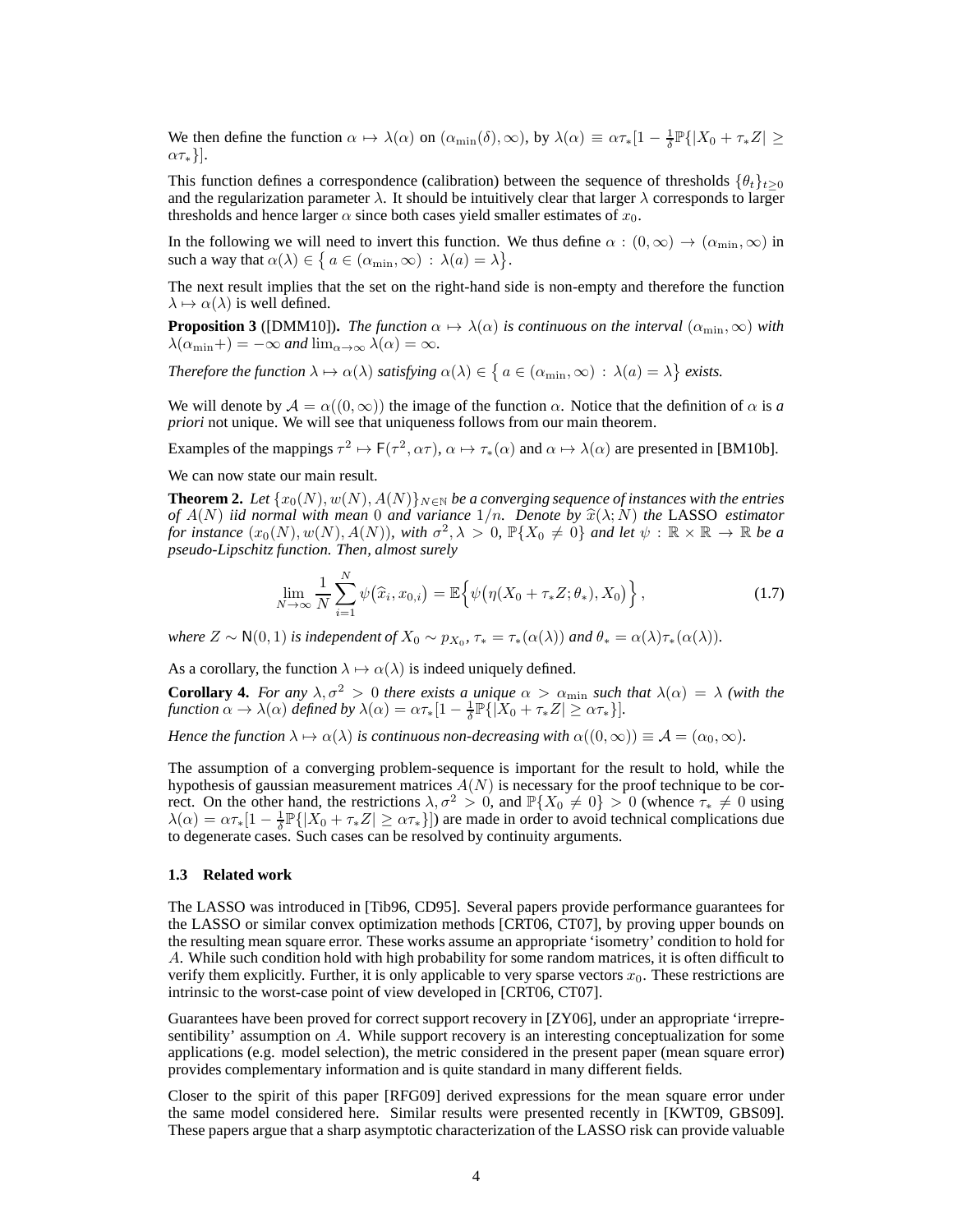We then define the function $\alpha \mapsto \lambda(\alpha)$ on $(\alpha_{\min}(\delta), \infty)$, by $\lambda(\alpha) \equiv \alpha\tau_*[1 - \frac{1}{\delta}\mathbb{P}\{|X_0 + \tau_* Z| \geq \alpha\tau_*\}]$.

This function defines a correspondence (calibration) between the sequence of thresholds $\{\theta_t\}_{t\geq 0}$ and the regularization parameter $\lambda$. It should be intuitively clear that larger $\lambda$ corresponds to larger thresholds and hence larger $\alpha$ since both cases yield smaller estimates of $x_0$.

In the following we will need to invert this function. We thus define $\alpha : (0, \infty) \to (\alpha_{\min}, \infty)$ in such a way that $\alpha(\lambda) \in \{\, a \in (\alpha_{\min}, \infty) \, : \, \lambda(a) = \lambda \}$.

The next result implies that the set on the right-hand side is non-empty and therefore the function $\lambda \mapsto \alpha(\lambda)$ is well defined.

**Proposition 3** ([DMM10])**.** *The function $\alpha \mapsto \lambda(\alpha)$ is continuous on the interval $(\alpha_{\min}, \infty)$ with $\lambda(\alpha_{\min}+) = -\infty$ and $\lim_{\alpha\to\infty} \lambda(\alpha) = \infty$.*

*Therefore the function $\lambda \mapsto \alpha(\lambda)$ satisfying $\alpha(\lambda) \in \{\, a \in (\alpha_{\min}, \infty) \, : \, \lambda(a) = \lambda \}$ exists.*

We will denote by $\mathcal{A} = \alpha((0, \infty))$ the image of the function $\alpha$. Notice that the definition of $\alpha$ is *a priori* not unique. We will see that uniqueness follows from our main theorem.

Examples of the mappings $\tau^2 \mapsto \mathsf{F}(\tau^2, \alpha\tau)$, $\alpha \mapsto \tau_*(\alpha)$ and $\alpha \mapsto \lambda(\alpha)$ are presented in [BM10b].

We can now state our main result.

**Theorem 2.** *Let $\{x_0(N), w(N), A(N)\}_{N\in\mathbb{N}}$ be a converging sequence of instances with the entries of $A(N)$ iid normal with mean 0 and variance $1/n$. Denote by $\widehat{x}(\lambda; N)$ the* LASSO *estimator for instance $(x_0(N), w(N), A(N))$, with $\sigma^2, \lambda > 0$, $\mathbb{P}\{X_0 \neq 0\}$ and let $\psi : \mathbb{R} \times \mathbb{R} \to \mathbb{R}$ be a pseudo-Lipschitz function. Then, almost surely*

$$\lim_{N\to\infty} \frac{1}{N} \sum_{i=1}^{N} \psi\big(\widehat{x}_i, x_{0,i}\big) = \mathbb{E}\Big\{\psi\big(\eta(X_0 + \tau_* Z; \theta_*), X_0\big)\Big\}, \tag{1.7}$$

*where $Z \sim \mathsf{N}(0, 1)$ is independent of $X_0 \sim p_{X_0}$, $\tau_* = \tau_*(\alpha(\lambda))$ and $\theta_* = \alpha(\lambda)\tau_*(\alpha(\lambda))$.*

As a corollary, the function $\lambda \mapsto \alpha(\lambda)$ is indeed uniquely defined.

**Corollary 4.** *For any $\lambda, \sigma^2 > 0$ there exists a unique $\alpha > \alpha_{\min}$ such that $\lambda(\alpha) = \lambda$ (with the function $\alpha \to \lambda(\alpha)$ defined by $\lambda(\alpha) = \alpha\tau_*[1 - \frac{1}{\delta}\mathbb{P}\{|X_0 + \tau_* Z| \geq \alpha\tau_*\}]$.*

*Hence the function $\lambda \mapsto \alpha(\lambda)$ is continuous non-decreasing with $\alpha((0, \infty)) \equiv \mathcal{A} = (\alpha_0, \infty)$.*

The assumption of a converging problem-sequence is important for the result to hold, while the hypothesis of gaussian measurement matrices $A(N)$ is necessary for the proof technique to be correct. On the other hand, the restrictions $\lambda, \sigma^2 > 0$, and $\mathbb{P}\{X_0 \neq 0\} > 0$ (whence $\tau_* \neq 0$ using $\lambda(\alpha) = \alpha\tau_*[1 - \frac{1}{\delta}\mathbb{P}\{|X_0 + \tau_* Z| \geq \alpha\tau_*\}]$) are made in order to avoid technical complications due to degenerate cases. Such cases can be resolved by continuity arguments.

### 1.3 Related work

The LASSO was introduced in [Tib96, CD95]. Several papers provide performance guarantees for the LASSO or similar convex optimization methods [CRT06, CT07], by proving upper bounds on the resulting mean square error. These works assume an appropriate 'isometry' condition to hold for $A$. While such condition hold with high probability for some random matrices, it is often difficult to verify them explicitly. Further, it is only applicable to very sparse vectors $x_0$. These restrictions are intrinsic to the worst-case point of view developed in [CRT06, CT07].

Guarantees have been proved for correct support recovery in [ZY06], under an appropriate 'irrepresentibility' assumption on $A$. While support recovery is an interesting conceptualization for some applications (e.g. model selection), the metric considered in the present paper (mean square error) provides complementary information and is quite standard in many different fields.

Closer to the spirit of this paper [RFG09] derived expressions for the mean square error under the same model considered here. Similar results were presented recently in [KWT09, GBS09]. These papers argue that a sharp asymptotic characterization of the LASSO risk can provide valuable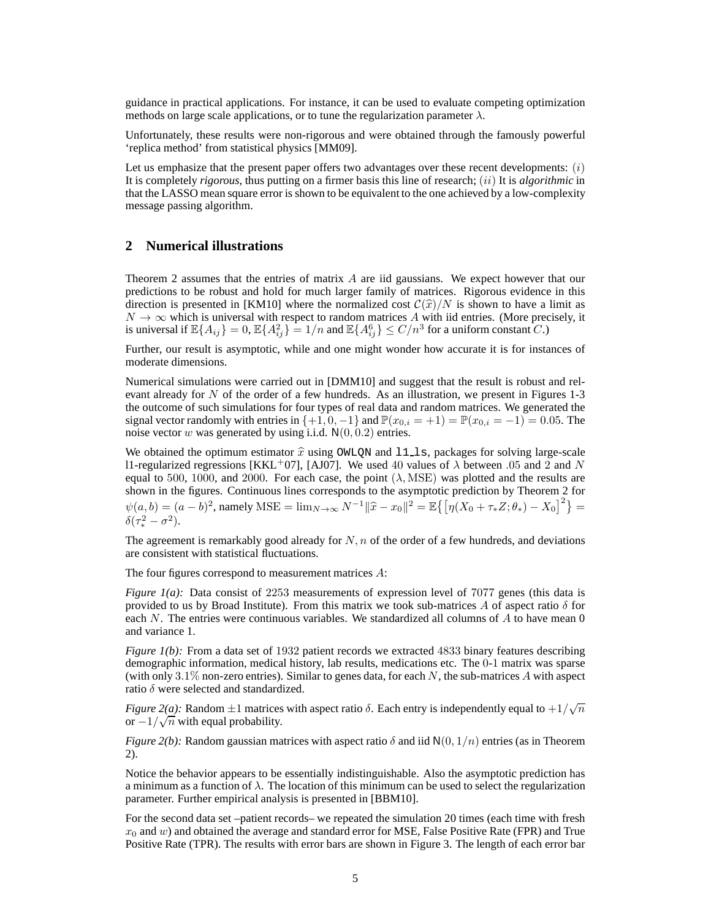guidance in practical applications. For instance, it can be used to evaluate competing optimization methods on large scale applications, or to tune the regularization parameter $\lambda$.

Unfortunately, these results were non-rigorous and were obtained through the famously powerful 'replica method' from statistical physics [MM09].

Let us emphasize that the present paper offers two advantages over these recent developments: $(i)$ It is completely *rigorous*, thus putting on a firmer basis this line of research; $(ii)$ It is *algorithmic* in that the LASSO mean square error is shown to be equivalent to the one achieved by a low-complexity message passing algorithm.

## 2 Numerical illustrations

Theorem 2 assumes that the entries of matrix $A$ are iid gaussians. We expect however that our predictions to be robust and hold for much larger family of matrices. Rigorous evidence in this direction is presented in [KM10] where the normalized cost $\mathcal{C}(\widehat{x})/N$ is shown to have a limit as $N \to \infty$ which is universal with respect to random matrices $A$ with iid entries. (More precisely, it is universal if $\mathbb{E}\{A_{ij}\} = 0$, $\mathbb{E}\{A_{ij}^2\} = 1/n$ and $\mathbb{E}\{A_{ij}^6\} \le C/n^3$ for a uniform constant $C$.)

Further, our result is asymptotic, while and one might wonder how accurate it is for instances of moderate dimensions.

Numerical simulations were carried out in [DMM10] and suggest that the result is robust and relevant already for $N$ of the order of a few hundreds. As an illustration, we present in Figures 1-3 the outcome of such simulations for four types of real data and random matrices. We generated the signal vector randomly with entries in $\{+1, 0, -1\}$ and $\mathbb{P}(x_{0,i} = +1) = \mathbb{P}(x_{0,i} = -1) = 0.05$. The noise vector $w$ was generated by using i.i.d. $\mathsf{N}(0, 0.2)$ entries.

We obtained the optimum estimator $\widehat{x}$ using `OWLQN` and `l1_ls`, packages for solving large-scale l1-regularized regressions [KKL+07], [AJ07]. We used 40 values of $\lambda$ between .05 and 2 and $N$ equal to 500, 1000, and 2000. For each case, the point $(\lambda, \text{MSE})$ was plotted and the results are shown in the figures. Continuous lines corresponds to the asymptotic prediction by Theorem 2 for $\psi(a, b) = (a - b)^2$, namely $\text{MSE} = \lim_{N\to\infty} N^{-1}\|\widehat{x} - x_0\|^2 = \mathbb{E}\big\{\big[\eta(X_0 + \tau_* Z; \theta_*) - X_0\big]^2\big\} = \delta(\tau_*^2 - \sigma^2)$.

The agreement is remarkably good already for $N, n$ of the order of a few hundreds, and deviations are consistent with statistical fluctuations.

The four figures correspond to measurement matrices $A$:

*Figure 1(a):* Data consist of 2253 measurements of expression level of 7077 genes (this data is provided to us by Broad Institute). From this matrix we took sub-matrices $A$ of aspect ratio $\delta$ for each $N$. The entries were continuous variables. We standardized all columns of $A$ to have mean 0 and variance 1.

*Figure 1(b):* From a data set of 1932 patient records we extracted 4833 binary features describing demographic information, medical history, lab results, medications etc. The 0-1 matrix was sparse (with only 3.1% non-zero entries). Similar to genes data, for each $N$, the sub-matrices $A$ with aspect ratio $\delta$ were selected and standardized.

*Figure 2(a):* Random $\pm 1$ matrices with aspect ratio $\delta$. Each entry is independently equal to $+1/\sqrt{n}$ or $-1/\sqrt{n}$ with equal probability.

*Figure 2(b):* Random gaussian matrices with aspect ratio $\delta$ and iid $\mathsf{N}(0, 1/n)$ entries (as in Theorem 2).

Notice the behavior appears to be essentially indistinguishable. Also the asymptotic prediction has a minimum as a function of $\lambda$. The location of this minimum can be used to select the regularization parameter. Further empirical analysis is presented in [BBM10].

For the second data set –patient records– we repeated the simulation 20 times (each time with fresh $x_0$ and $w$) and obtained the average and standard error for MSE, False Positive Rate (FPR) and True Positive Rate (TPR). The results with error bars are shown in Figure 3. The length of each error bar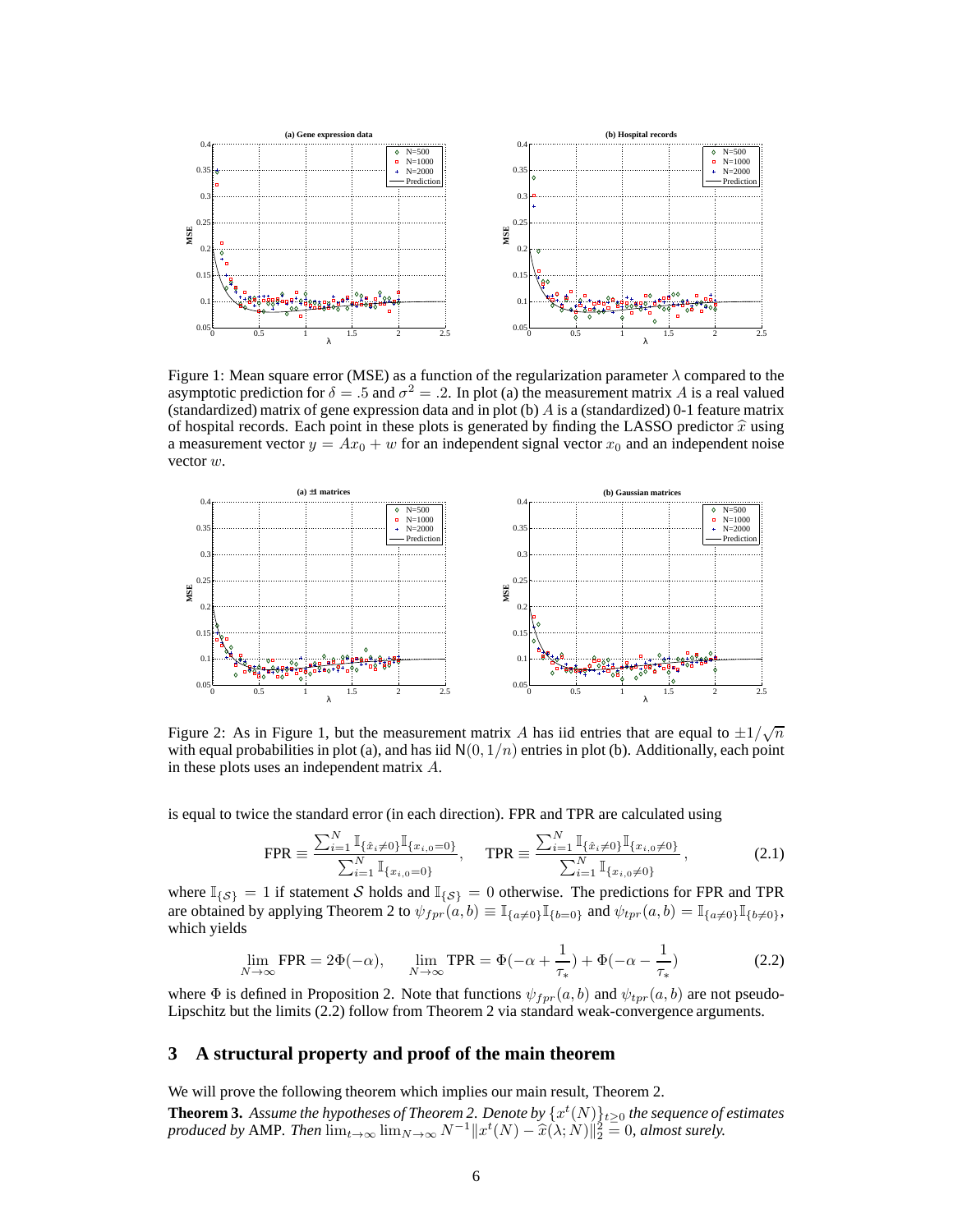Figure 1: Mean square error (MSE) as a function of the regularization parameter $\lambda$ compared to the asymptotic prediction for $\delta = .5$ and $\sigma^2 = .2$. In plot (a) the measurement matrix $A$ is a real valued (standardized) matrix of gene expression data and in plot (b) $A$ is a (standardized) 0-1 feature matrix of hospital records. Each point in these plots is generated by finding the LASSO predictor $\widehat{x}$ using a measurement vector $y = Ax_0 + w$ for an independent signal vector $x_0$ and an independent noise vector $w$.

Figure 2: As in Figure 1, but the measurement matrix $A$ has iid entries that are equal to $\pm 1/\sqrt{n}$ with equal probabilities in plot (a), and has iid $\mathsf{N}(0, 1/n)$ entries in plot (b). Additionally, each point in these plots uses an independent matrix $A$.

is equal to twice the standard error (in each direction). FPR and TPR are calculated using

$$\text{FPR} \equiv \frac{\sum_{i=1}^{N} \mathbb{I}_{\{\hat{x}_i \neq 0\}} \mathbb{I}_{\{x_{i,0}=0\}}}{\sum_{i=1}^{N} \mathbb{I}_{\{x_{i,0}=0\}}}, \quad \text{TPR} \equiv \frac{\sum_{i=1}^{N} \mathbb{I}_{\{\hat{x}_i \neq 0\}} \mathbb{I}_{\{x_{i,0}\neq 0\}}}{\sum_{i=1}^{N} \mathbb{I}_{\{x_{i,0}\neq 0\}}}, \tag{2.1}$$

where $\mathbb{I}_{\{\mathcal{S}\}} = 1$ if statement $\mathcal{S}$ holds and $\mathbb{I}_{\{\mathcal{S}\}} = 0$ otherwise. The predictions for FPR and TPR are obtained by applying Theorem 2 to $\psi_{fpr}(a, b) \equiv \mathbb{I}_{\{a\neq 0\}}\mathbb{I}_{\{b=0\}}$ and $\psi_{tpr}(a, b) = \mathbb{I}_{\{a\neq 0\}}\mathbb{I}_{\{b\neq 0\}}$, which yields

$$\lim_{N\to\infty} \text{FPR} = 2\Phi(-\alpha), \qquad \lim_{N\to\infty} \text{TPR} = \Phi(-\alpha + \frac{1}{\tau_*}) + \Phi(-\alpha - \frac{1}{\tau_*}) \tag{2.2}$$

where $\Phi$ is defined in Proposition 2. Note that functions $\psi_{fpr}(a, b)$ and $\psi_{tpr}(a, b)$ are not pseudo-Lipschitz but the limits (2.2) follow from Theorem 2 via standard weak-convergence arguments.

## 3 A structural property and proof of the main theorem

We will prove the following theorem which implies our main result, Theorem 2.

**Theorem 3.** *Assume the hypotheses of Theorem 2. Denote by* $\{x^t(N)\}_{t\geq 0}$ *the sequence of estimates produced by* AMP. *Then* $\lim_{t\to\infty} \lim_{N\to\infty} N^{-1}\|x^t(N) - \widehat{x}(\lambda; N)\|_2^2 = 0$, *almost surely.*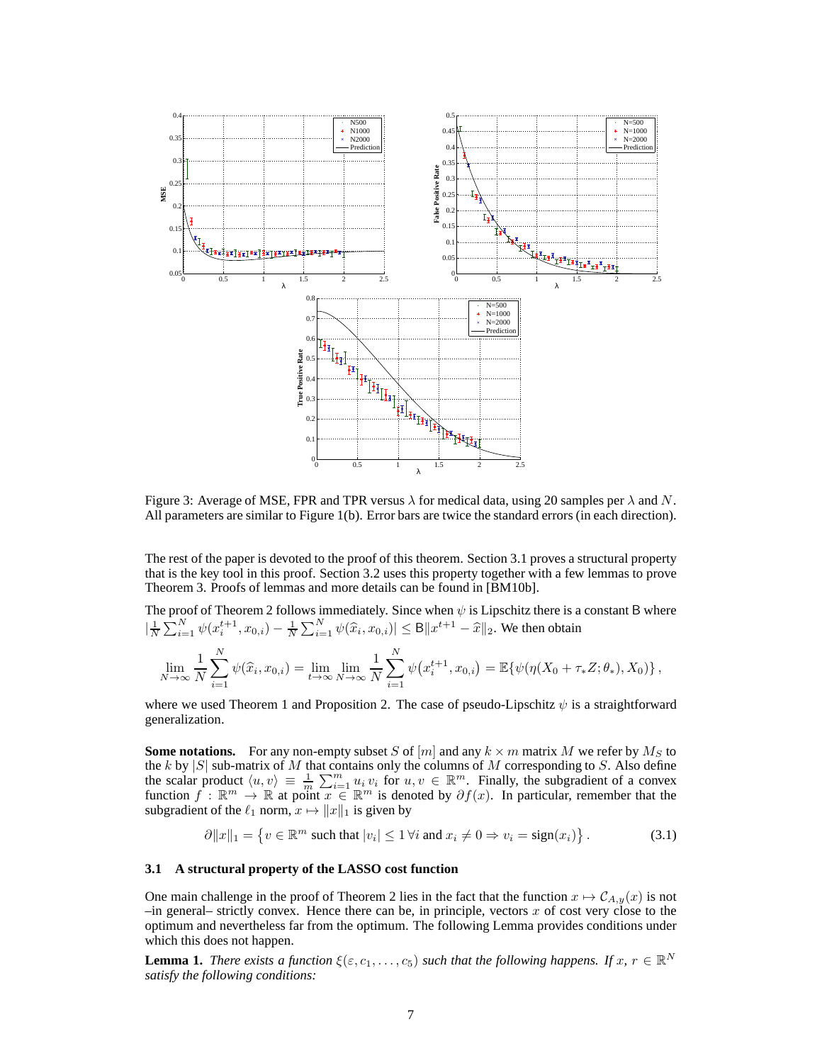Figure 3: Average of MSE, FPR and TPR versus $\lambda$ for medical data, using 20 samples per $\lambda$ and $N$. All parameters are similar to Figure 1(b). Error bars are twice the standard errors (in each direction).

The rest of the paper is devoted to the proof of this theorem. Section 3.1 proves a structural property that is the key tool in this proof. Section 3.2 uses this property together with a few lemmas to prove Theorem 3. Proofs of lemmas and more details can be found in [BM10b].

The proof of Theorem 2 follows immediately. Since when $\psi$ is Lipschitz there is a constant $\mathsf{B}$ where $|\frac{1}{N}\sum_{i=1}^{N}\psi(x_i^{t+1}, x_{0,i}) - \frac{1}{N}\sum_{i=1}^{N}\psi(\widehat{x}_i, x_{0,i})| \leq \mathsf{B}\|x^{t+1} - \widehat{x}\|_2$. We then obtain

$$\lim_{N\to\infty}\frac{1}{N}\sum_{i=1}^{N}\psi(\widehat{x}_i, x_{0,i}) = \lim_{t\to\infty}\lim_{N\to\infty}\frac{1}{N}\sum_{i=1}^{N}\psi\big(x_i^{t+1}, x_{0,i}\big) = \mathbb{E}\{\psi(\eta(X_0 + \tau_* Z;\theta_*), X_0)\}\,,$$

where we used Theorem 1 and Proposition 2. The case of pseudo-Lipschitz $\psi$ is a straightforward generalization.

**Some notations.** For any non-empty subset $S$ of $[m]$ and any $k \times m$ matrix $M$ we refer by $M_S$ to the $k$ by $|S|$ sub-matrix of $M$ that contains only the columns of $M$ corresponding to $S$. Also define the scalar product $\langle u, v\rangle \equiv \frac{1}{m}\sum_{i=1}^{m} u_i\, v_i$ for $u, v \in \mathbb{R}^m$. Finally, the subgradient of a convex function $f : \mathbb{R}^m \to \mathbb{R}$ at point $x \in \mathbb{R}^m$ is denoted by $\partial f(x)$. In particular, remember that the subgradient of the $\ell_1$ norm, $x \mapsto \|x\|_1$ is given by

$$\partial\|x\|_1 = \big\{v \in \mathbb{R}^m \text{ such that } |v_i| \leq 1\,\forall i \text{ and } x_i \neq 0 \Rightarrow v_i = \text{sign}(x_i)\big\}\,. \tag{3.1}$$

### 3.1 A structural property of the LASSO cost function

One main challenge in the proof of Theorem 2 lies in the fact that the function $x \mapsto \mathcal{C}_{A,y}(x)$ is not –in general– strictly convex. Hence there can be, in principle, vectors $x$ of cost very close to the optimum and nevertheless far from the optimum. The following Lemma provides conditions under which this does not happen.

**Lemma 1.** *There exists a function $\xi(\varepsilon, c_1, \ldots, c_5)$ such that the following happens. If $x$, $r \in \mathbb{R}^N$ satisfy the following conditions:*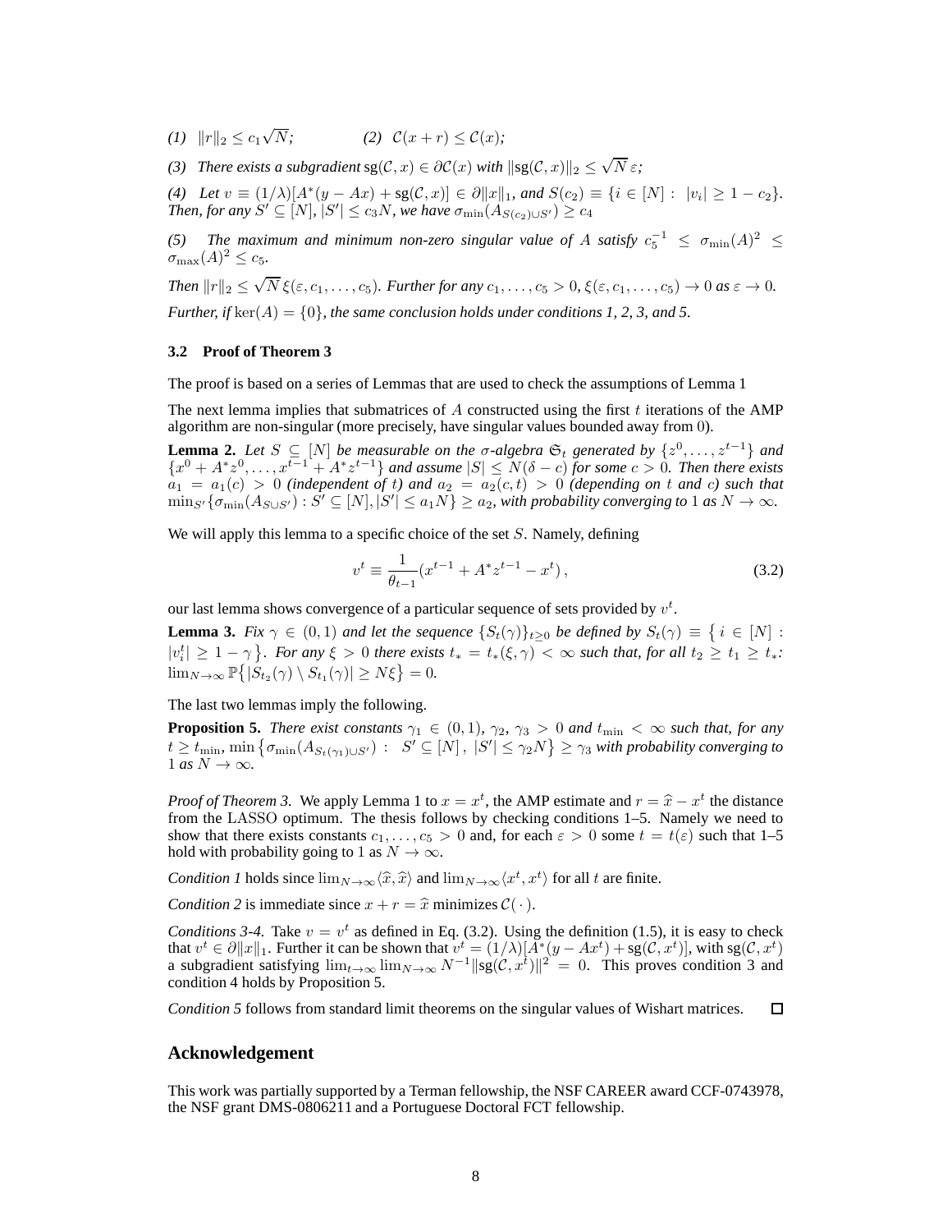*(1)* $\|r\|_2 \le c_1\sqrt{N}$; *(2)* $\mathcal{C}(x+r) \le \mathcal{C}(x)$;

*(3) There exists a subgradient* $\mathrm{sg}(\mathcal{C},x) \in \partial\mathcal{C}(x)$ *with* $\|\mathrm{sg}(\mathcal{C},x)\|_2 \le \sqrt{N}\,\varepsilon$;

*(4) Let* $v \equiv (1/\lambda)[A^*(y-Ax)+\mathrm{sg}(\mathcal{C},x)] \in \partial\|x\|_1$, *and* $S(c_2) \equiv \{i \in [N] :\ |v_i| \ge 1-c_2\}$. *Then, for any* $S' \subseteq [N]$, $|S'| \le c_3 N$, *we have* $\sigma_{\min}(A_{S(c_2)\cup S'}) \ge c_4$

*(5) The maximum and minimum non-zero singular value of* $A$ *satisfy* $c_5^{-1} \le \sigma_{\min}(A)^2 \le \sigma_{\max}(A)^2 \le c_5$.

*Then* $\|r\|_2 \le \sqrt{N}\,\xi(\varepsilon, c_1,\dots,c_5)$. *Further for any* $c_1,\dots,c_5 > 0$, $\xi(\varepsilon,c_1,\dots,c_5) \to 0$ *as* $\varepsilon \to 0$.

*Further, if* $\ker(A) = \{0\}$, *the same conclusion holds under conditions 1, 2, 3, and 5.*

### 3.2 Proof of Theorem 3

The proof is based on a series of Lemmas that are used to check the assumptions of Lemma 1

The next lemma implies that submatrices of $A$ constructed using the first $t$ iterations of the AMP algorithm are non-singular (more precisely, have singular values bounded away from $0$).

**Lemma 2.** *Let* $S \subseteq [N]$ *be measurable on the* $\sigma$*-algebra* $\mathfrak{S}_t$ *generated by* $\{z^0,\dots,z^{t-1}\}$ *and* $\{x^0 + A^*z^0,\dots,x^{t-1}+A^*z^{t-1}\}$ *and assume* $|S| \le N(\delta - c)$ *for some* $c > 0$. *Then there exists* $a_1 = a_1(c) > 0$ *(independent of* $t$*) and* $a_2 = a_2(c,t) > 0$ *(depending on* $t$ *and* $c$*) such that* $\min_{S'}\{\sigma_{\min}(A_{S\cup S'}) : S' \subseteq [N], |S'| \le a_1 N\} \ge a_2$, *with probability converging to* $1$ *as* $N \to \infty$.

We will apply this lemma to a specific choice of the set $S$. Namely, defining

$$v^t \equiv \frac{1}{\theta_{t-1}}(x^{t-1} + A^*z^{t-1} - x^t)\,, \tag{3.2}$$

our last lemma shows convergence of a particular sequence of sets provided by $v^t$.

**Lemma 3.** *Fix* $\gamma \in (0,1)$ *and let the sequence* $\{S_t(\gamma)\}_{t\ge 0}$ *be defined by* $S_t(\gamma) \equiv \big\{ i \in [N] : |v_i^t| \ge 1-\gamma \big\}$. *For any* $\xi > 0$ *there exists* $t_* = t_*(\xi,\gamma) < \infty$ *such that, for all* $t_2 \ge t_1 \ge t_*$: $\lim_{N\to\infty}\mathbb{P}\big\{|S_{t_2}(\gamma)\setminus S_{t_1}(\gamma)| \ge N\xi\big\} = 0$.

The last two lemmas imply the following.

**Proposition 5.** *There exist constants* $\gamma_1 \in (0,1)$, $\gamma_2$, $\gamma_3 > 0$ *and* $t_{\min} < \infty$ *such that, for any* $t \ge t_{\min}$, $\min\big\{\sigma_{\min}(A_{S_t(\gamma_1)\cup S'}) :\ S' \subseteq [N]\,,\ |S'| \le \gamma_2 N\big\} \ge \gamma_3$ *with probability converging to* $1$ *as* $N \to \infty$.

*Proof of Theorem 3.* We apply Lemma 1 to $x = x^t$, the AMP estimate and $r = \widehat{x} - x^t$ the distance from the LASSO optimum. The thesis follows by checking conditions 1–5. Namely we need to show that there exists constants $c_1,\dots,c_5 > 0$ and, for each $\varepsilon > 0$ some $t = t(\varepsilon)$ such that 1–5 hold with probability going to 1 as $N \to \infty$.

*Condition 1* holds since $\lim_{N\to\infty}\langle \widehat{x},\widehat{x}\rangle$ and $\lim_{N\to\infty}\langle x^t, x^t\rangle$ for all $t$ are finite.

*Condition 2* is immediate since $x + r = \widehat{x}$ minimizes $\mathcal{C}(\,\cdot\,)$.

*Conditions 3-4.* Take $v = v^t$ as defined in Eq. (3.2). Using the definition (1.5), it is easy to check that $v^t \in \partial\|x\|_1$. Further it can be shown that $v^t = (1/\lambda)[A^*(y - Ax^t) + \mathrm{sg}(\mathcal{C},x^t)]$, with $\mathrm{sg}(\mathcal{C},x^t)$ a subgradient satisfying $\lim_{t\to\infty}\lim_{N\to\infty} N^{-1}\|\mathrm{sg}(\mathcal{C},x^t)\|^2 = 0$. This proves condition 3 and condition 4 holds by Proposition 5.

*Condition 5* follows from standard limit theorems on the singular values of Wishart matrices. □

## Acknowledgement

This work was partially supported by a Terman fellowship, the NSF CAREER award CCF-0743978, the NSF grant DMS-0806211 and a Portuguese Doctoral FCT fellowship.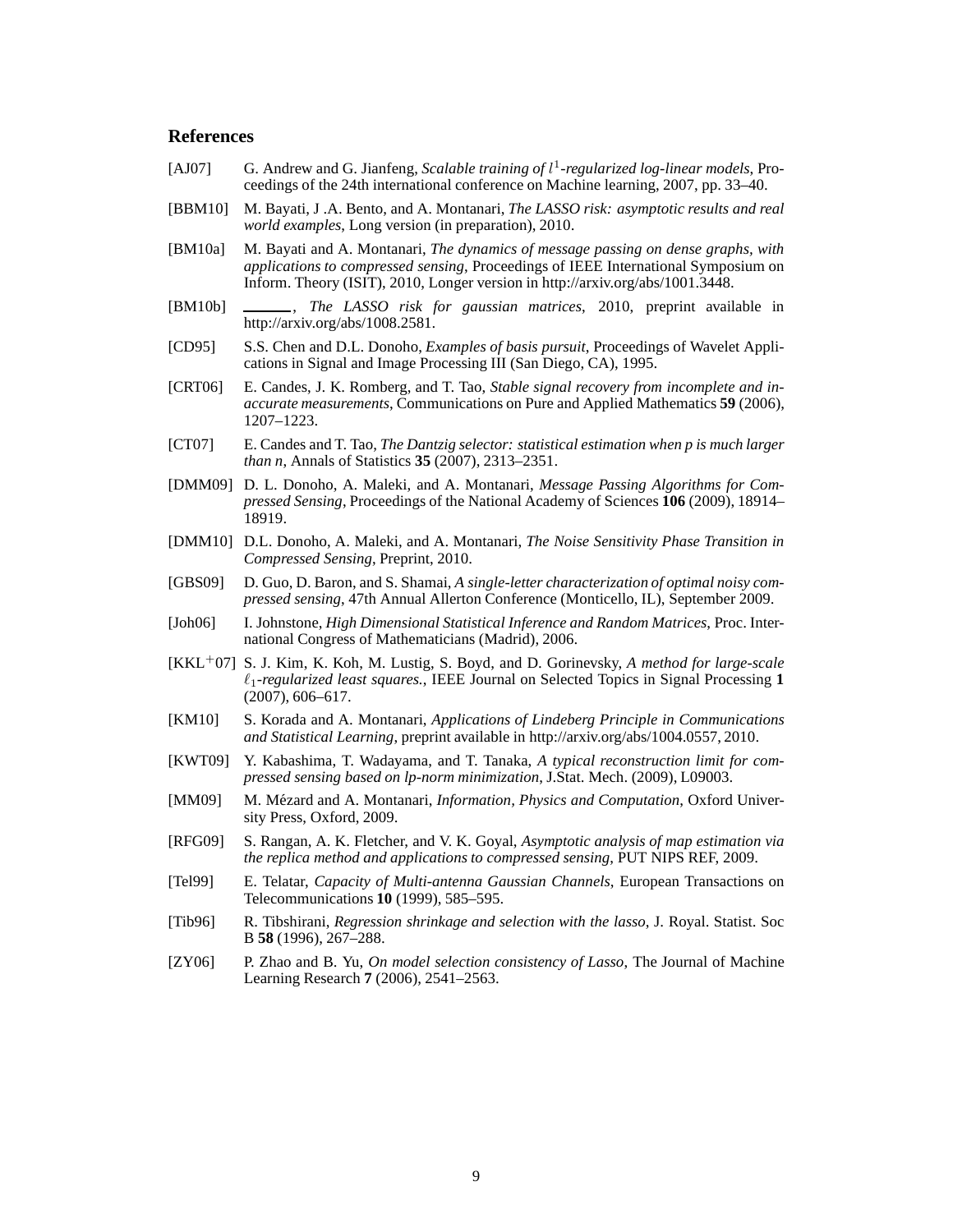## References

[AJ07] G. Andrew and G. Jianfeng, *Scalable training of $l^1$-regularized log-linear models*, Proceedings of the 24th international conference on Machine learning, 2007, pp. 33–40.

[BBM10] M. Bayati, J .A. Bento, and A. Montanari, *The LASSO risk: asymptotic results and real world examples*, Long version (in preparation), 2010.

[BM10a] M. Bayati and A. Montanari, *The dynamics of message passing on dense graphs, with applications to compressed sensing*, Proceedings of IEEE International Symposium on Inform. Theory (ISIT), 2010, Longer version in http://arxiv.org/abs/1001.3448.

[BM10b] ______, *The LASSO risk for gaussian matrices*, 2010, preprint available in http://arxiv.org/abs/1008.2581.

[CD95] S.S. Chen and D.L. Donoho, *Examples of basis pursuit*, Proceedings of Wavelet Applications in Signal and Image Processing III (San Diego, CA), 1995.

[CRT06] E. Candes, J. K. Romberg, and T. Tao, *Stable signal recovery from incomplete and inaccurate measurements*, Communications on Pure and Applied Mathematics **59** (2006), 1207–1223.

[CT07] E. Candes and T. Tao, *The Dantzig selector: statistical estimation when p is much larger than n*, Annals of Statistics **35** (2007), 2313–2351.

[DMM09] D. L. Donoho, A. Maleki, and A. Montanari, *Message Passing Algorithms for Compressed Sensing*, Proceedings of the National Academy of Sciences **106** (2009), 18914–18919.

[DMM10] D.L. Donoho, A. Maleki, and A. Montanari, *The Noise Sensitivity Phase Transition in Compressed Sensing*, Preprint, 2010.

[GBS09] D. Guo, D. Baron, and S. Shamai, *A single-letter characterization of optimal noisy compressed sensing*, 47th Annual Allerton Conference (Monticello, IL), September 2009.

[Joh06] I. Johnstone, *High Dimensional Statistical Inference and Random Matrices*, Proc. International Congress of Mathematicians (Madrid), 2006.

[KKL+07] S. J. Kim, K. Koh, M. Lustig, S. Boyd, and D. Gorinevsky, *A method for large-scale $\ell_1$-regularized least squares.*, IEEE Journal on Selected Topics in Signal Processing **1** (2007), 606–617.

[KM10] S. Korada and A. Montanari, *Applications of Lindeberg Principle in Communications and Statistical Learning*, preprint available in http://arxiv.org/abs/1004.0557, 2010.

[KWT09] Y. Kabashima, T. Wadayama, and T. Tanaka, *A typical reconstruction limit for compressed sensing based on lp-norm minimization*, J.Stat. Mech. (2009), L09003.

[MM09] M. Mézard and A. Montanari, *Information, Physics and Computation*, Oxford University Press, Oxford, 2009.

[RFG09] S. Rangan, A. K. Fletcher, and V. K. Goyal, *Asymptotic analysis of map estimation via the replica method and applications to compressed sensing*, PUT NIPS REF, 2009.

[Tel99] E. Telatar, *Capacity of Multi-antenna Gaussian Channels*, European Transactions on Telecommunications **10** (1999), 585–595.

[Tib96] R. Tibshirani, *Regression shrinkage and selection with the lasso*, J. Royal. Statist. Soc B **58** (1996), 267–288.

[ZY06] P. Zhao and B. Yu, *On model selection consistency of Lasso*, The Journal of Machine Learning Research **7** (2006), 2541–2563.